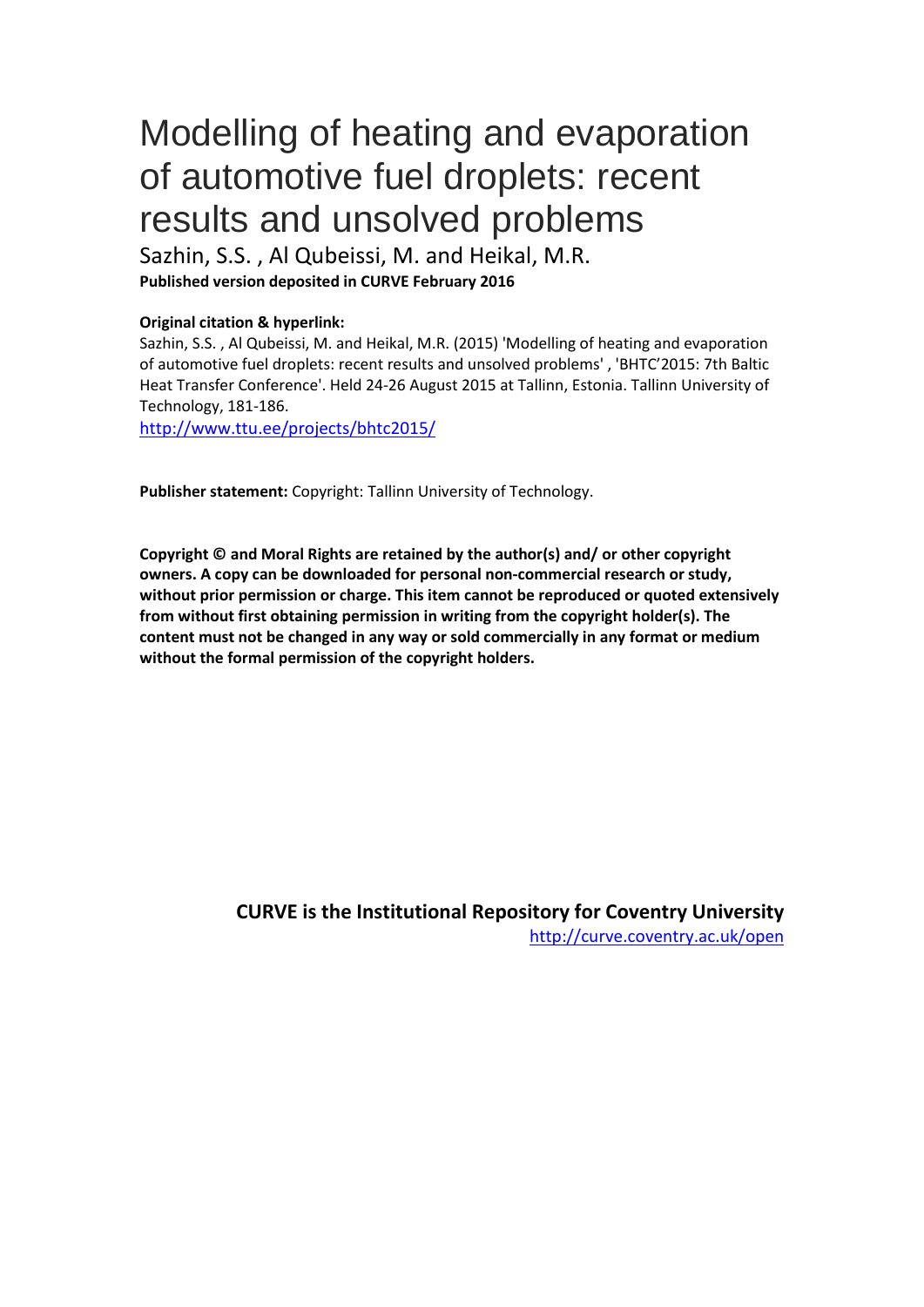# Modelling of heating and evaporation of automotive fuel droplets: recent results and unsolved problems

Sazhin, S.S. , Al Qubeissi, M. and Heikal, M.R.

**Published version deposited in CURVE February 2016**

**Original citation & hyperlink:**

Sazhin, S.S. , Al Qubeissi, M. and Heikal, M.R. (2015) 'Modelling of heating and evaporation of automotive fuel droplets: recent results and unsolved problems' , 'BHTC'2015: 7th Baltic Heat Transfer Conference'. Held 24-26 August 2015 at Tallinn, Estonia. Tallinn University of Technology, 181-186.

http://www.ttu.ee/projects/bhtc2015/

**Publisher statement:** Copyright: Tallinn University of Technology.

**Copyright © and Moral Rights are retained by the author(s) and/ or other copyright owners. A copy can be downloaded for personal non-commercial research or study, without prior permission or charge. This item cannot be reproduced or quoted extensively from without first obtaining permission in writing from the copyright holder(s). The content must not be changed in any way or sold commercially in any format or medium without the formal permission of the copyright holders.**

**CURVE is the Institutional Repository for Coventry University**

http://curve.coventry.ac.uk/open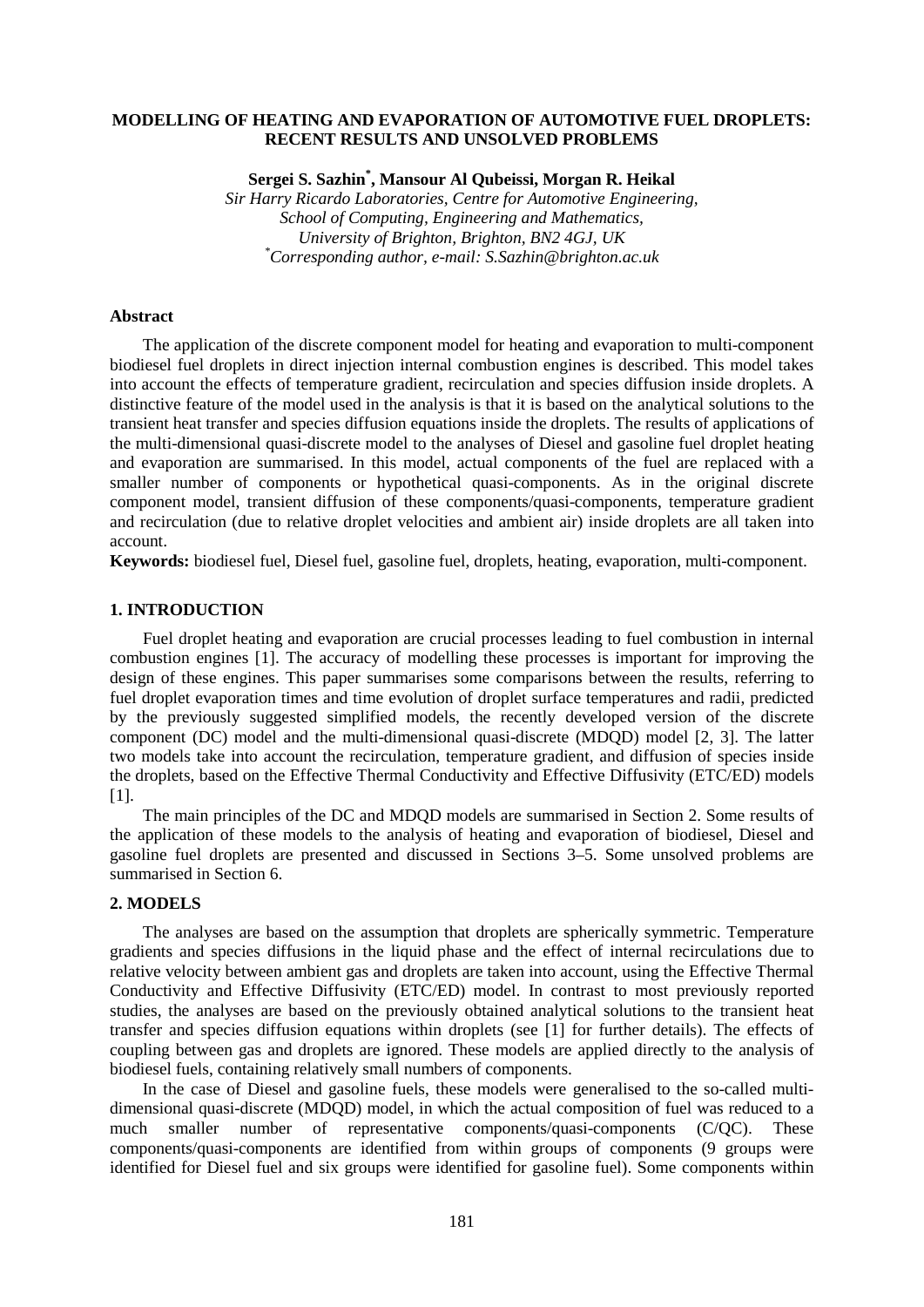**MODELLING OF HEATING AND EVAPORATION OF AUTOMOTIVE FUEL DROPLETS: RECENT RESULTS AND UNSOLVED PROBLEMS**

**Sergei S. Sazhin[*], Mansour Al Qubeissi, Morgan R. Heikal**

*Sir Harry Ricardo Laboratories, Centre for Automotive Engineering, School of Computing, Engineering and Mathematics, University of Brighton, Brighton, BN2 4GJ, UK*
*[*]Corresponding author, e-mail: S.Sazhin@brighton.ac.uk*

## Abstract

The application of the discrete component model for heating and evaporation to multi-component biodiesel fuel droplets in direct injection internal combustion engines is described. This model takes into account the effects of temperature gradient, recirculation and species diffusion inside droplets. A distinctive feature of the model used in the analysis is that it is based on the analytical solutions to the transient heat transfer and species diffusion equations inside the droplets. The results of applications of the multi-dimensional quasi-discrete model to the analyses of Diesel and gasoline fuel droplet heating and evaporation are summarised. In this model, actual components of the fuel are replaced with a smaller number of components or hypothetical quasi-components. As in the original discrete component model, transient diffusion of these components/quasi-components, temperature gradient and recirculation (due to relative droplet velocities and ambient air) inside droplets are all taken into account.

**Keywords:** biodiesel fuel, Diesel fuel, gasoline fuel, droplets, heating, evaporation, multi-component.

## 1. INTRODUCTION

Fuel droplet heating and evaporation are crucial processes leading to fuel combustion in internal combustion engines [1]. The accuracy of modelling these processes is important for improving the design of these engines. This paper summarises some comparisons between the results, referring to fuel droplet evaporation times and time evolution of droplet surface temperatures and radii, predicted by the previously suggested simplified models, the recently developed version of the discrete component (DC) model and the multi-dimensional quasi-discrete (MDQD) model [2, 3]. The latter two models take into account the recirculation, temperature gradient, and diffusion of species inside the droplets, based on the Effective Thermal Conductivity and Effective Diffusivity (ETC/ED) models [1].

The main principles of the DC and MDQD models are summarised in Section 2. Some results of the application of these models to the analysis of heating and evaporation of biodiesel, Diesel and gasoline fuel droplets are presented and discussed in Sections 3–5. Some unsolved problems are summarised in Section 6.

## 2. MODELS

The analyses are based on the assumption that droplets are spherically symmetric. Temperature gradients and species diffusions in the liquid phase and the effect of internal recirculations due to relative velocity between ambient gas and droplets are taken into account, using the Effective Thermal Conductivity and Effective Diffusivity (ETC/ED) model. In contrast to most previously reported studies, the analyses are based on the previously obtained analytical solutions to the transient heat transfer and species diffusion equations within droplets (see [1] for further details). The effects of coupling between gas and droplets are ignored. These models are applied directly to the analysis of biodiesel fuels, containing relatively small numbers of components.

In the case of Diesel and gasoline fuels, these models were generalised to the so-called multi-dimensional quasi-discrete (MDQD) model, in which the actual composition of fuel was reduced to a much smaller number of representative components/quasi-components (C/QC). These components/quasi-components are identified from within groups of components (9 groups were identified for Diesel fuel and six groups were identified for gasoline fuel). Some components within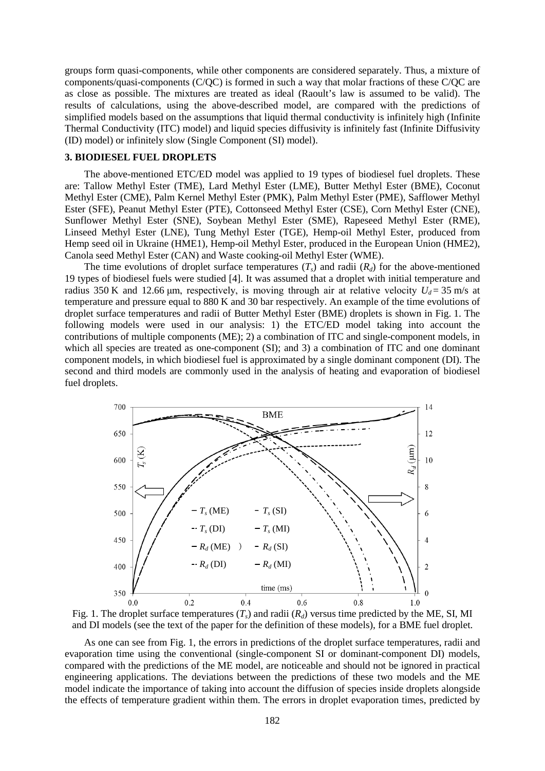groups form quasi-components, while other components are considered separately. Thus, a mixture of components/quasi-components (C/QC) is formed in such a way that molar fractions of these C/QC are as close as possible. The mixtures are treated as ideal (Raoult's law is assumed to be valid). The results of calculations, using the above-described model, are compared with the predictions of simplified models based on the assumptions that liquid thermal conductivity is infinitely high (Infinite Thermal Conductivity (ITC) model) and liquid species diffusivity is infinitely fast (Infinite Diffusivity (ID) model) or infinitely slow (Single Component (SI) model).

### 3. BIODIESEL FUEL DROPLETS

The above-mentioned ETC/ED model was applied to 19 types of biodiesel fuel droplets. These are: Tallow Methyl Ester (TME), Lard Methyl Ester (LME), Butter Methyl Ester (BME), Coconut Methyl Ester (CME), Palm Kernel Methyl Ester (PMK), Palm Methyl Ester (PME), Safflower Methyl Ester (SFE), Peanut Methyl Ester (PTE), Cottonseed Methyl Ester (CSE), Corn Methyl Ester (CNE), Sunflower Methyl Ester (SNE), Soybean Methyl Ester (SME), Rapeseed Methyl Ester (RME), Linseed Methyl Ester (LNE), Tung Methyl Ester (TGE), Hemp-oil Methyl Ester, produced from Hemp seed oil in Ukraine (HME1), Hemp-oil Methyl Ester, produced in the European Union (HME2), Canola seed Methyl Ester (CAN) and Waste cooking-oil Methyl Ester (WME).

The time evolutions of droplet surface temperatures ($T_s$) and radii ($R_d$) for the above-mentioned 19 types of biodiesel fuels were studied [4]. It was assumed that a droplet with initial temperature and radius 350 K and 12.66 μm, respectively, is moving through air at relative velocity $U_d = 35$ m/s at temperature and pressure equal to 880 K and 30 bar respectively. An example of the time evolutions of droplet surface temperatures and radii of Butter Methyl Ester (BME) droplets is shown in Fig. 1. The following models were used in our analysis: 1) the ETC/ED model taking into account the contributions of multiple components (ME); 2) a combination of ITC and single-component models, in which all species are treated as one-component (SI); and 3) a combination of ITC and one dominant component models, in which biodiesel fuel is approximated by a single dominant component (DI). The second and third models are commonly used in the analysis of heating and evaporation of biodiesel fuel droplets.

Fig. 1. The droplet surface temperatures ($T_s$) and radii ($R_d$) versus time predicted by the ME, SI, MI and DI models (see the text of the paper for the definition of these models), for a BME fuel droplet.

As one can see from Fig. 1, the errors in predictions of the droplet surface temperatures, radii and evaporation time using the conventional (single-component SI or dominant-component DI) models, compared with the predictions of the ME model, are noticeable and should not be ignored in practical engineering applications. The deviations between the predictions of these two models and the ME model indicate the importance of taking into account the diffusion of species inside droplets alongside the effects of temperature gradient within them. The errors in droplet evaporation times, predicted by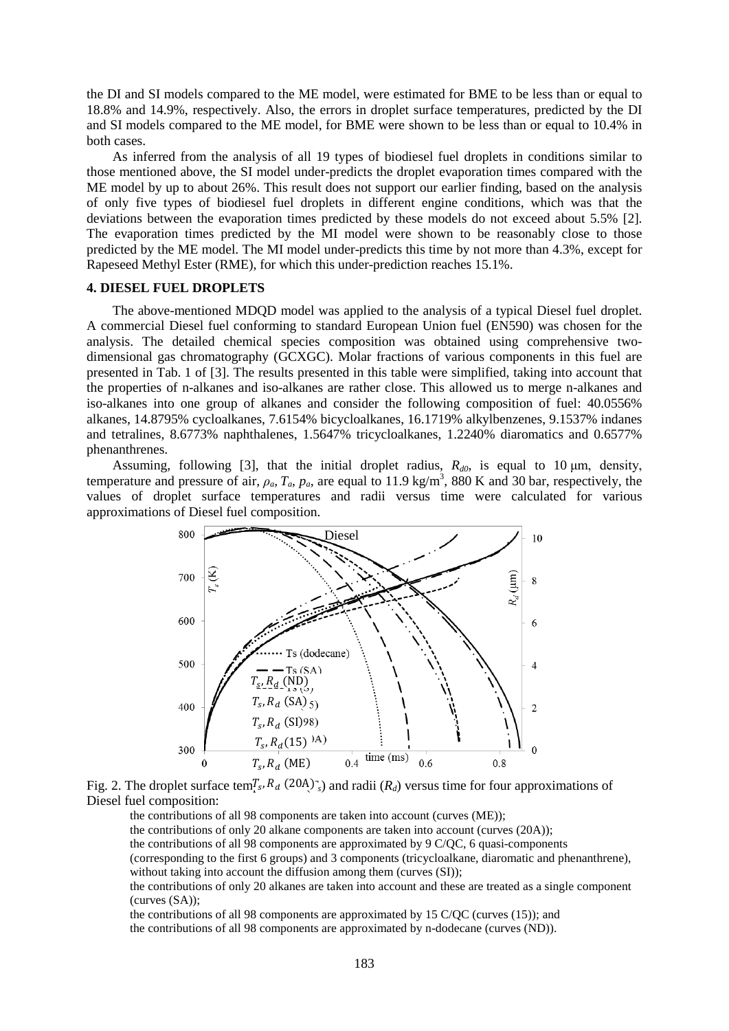the DI and SI models compared to the ME model, were estimated for BME to be less than or equal to 18.8% and 14.9%, respectively. Also, the errors in droplet surface temperatures, predicted by the DI and SI models compared to the ME model, for BME were shown to be less than or equal to 10.4% in both cases.

As inferred from the analysis of all 19 types of biodiesel fuel droplets in conditions similar to those mentioned above, the SI model under-predicts the droplet evaporation times compared with the ME model by up to about 26%. This result does not support our earlier finding, based on the analysis of only five types of biodiesel fuel droplets in different engine conditions, which was that the deviations between the evaporation times predicted by these models do not exceed about 5.5% [2]. The evaporation times predicted by the MI model were shown to be reasonably close to those predicted by the ME model. The MI model under-predicts this time by not more than 4.3%, except for Rapeseed Methyl Ester (RME), for which this under-prediction reaches 15.1%.

## 4. DIESEL FUEL DROPLETS

The above-mentioned MDQD model was applied to the analysis of a typical Diesel fuel droplet. A commercial Diesel fuel conforming to standard European Union fuel (EN590) was chosen for the analysis. The detailed chemical species composition was obtained using comprehensive two-dimensional gas chromatography (GCXGC). Molar fractions of various components in this fuel are presented in Tab. 1 of [3]. The results presented in this table were simplified, taking into account that the properties of n-alkanes and iso-alkanes are rather close. This allowed us to merge n-alkanes and iso-alkanes into one group of alkanes and consider the following composition of fuel: 40.0556% alkanes, 14.8795% cycloalkanes, 7.6154% bicycloalkanes, 16.1719% alkylbenzenes, 9.1537% indanes and tetralines, 8.6773% naphthalenes, 1.5647% tricycloalkanes, 1.2240% diaromatics and 0.6577% phenanthrenes.

Assuming, following [3], that the initial droplet radius, $R_{d0}$, is equal to 10 μm, density, temperature and pressure of air, $\rho_a$, $T_a$, $p_a$, are equal to 11.9 kg/m$^3$, 880 K and 30 bar, respectively, the values of droplet surface temperatures and radii versus time were calculated for various approximations of Diesel fuel composition.

Fig. 2. The droplet surface temperatures ($T_s$) and radii ($R_d$) versus time for four approximations of Diesel fuel composition:

the contributions of all 98 components are taken into account (curves (ME));

the contributions of only 20 alkane components are taken into account (curves (20A));

the contributions of all 98 components are approximated by 9 C/QC, 6 quasi-components (corresponding to the first 6 groups) and 3 components (tricycloalkane, diaromatic and phenanthrene), without taking into account the diffusion among them (curves (SI));

the contributions of only 20 alkanes are taken into account and these are treated as a single component (curves (SA));

the contributions of all 98 components are approximated by 15 C/QC (curves (15)); and

the contributions of all 98 components are approximated by n-dodecane (curves (ND)).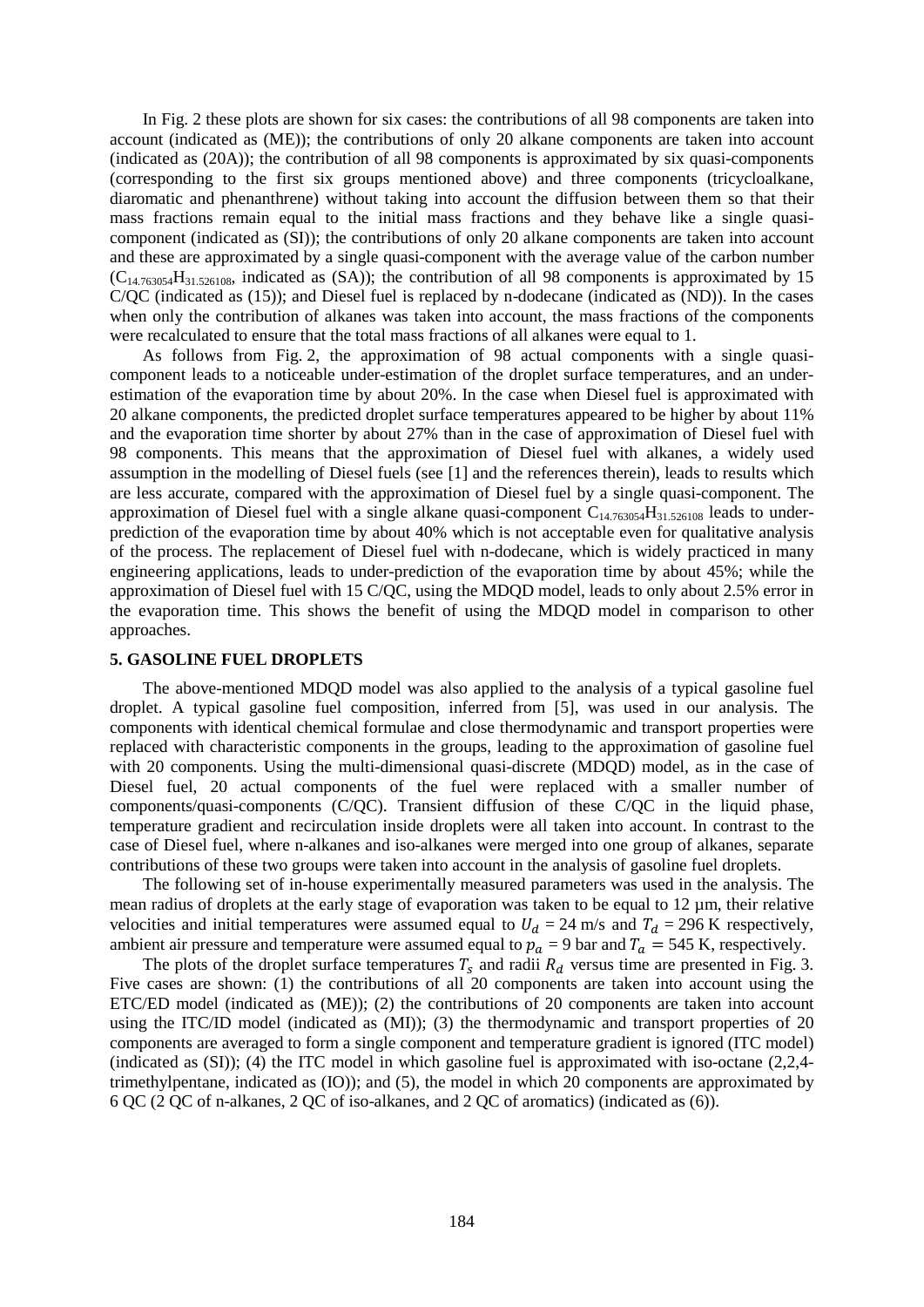In Fig. 2 these plots are shown for six cases: the contributions of all 98 components are taken into account (indicated as (ME)); the contributions of only 20 alkane components are taken into account (indicated as (20A)); the contribution of all 98 components is approximated by six quasi-components (corresponding to the first six groups mentioned above) and three components (tricycloalkane, diaromatic and phenanthrene) without taking into account the diffusion between them so that their mass fractions remain equal to the initial mass fractions and they behave like a single quasi-component (indicated as (SI)); the contributions of only 20 alkane components are taken into account and these are approximated by a single quasi-component with the average value of the carbon number ($C_{14.763054}H_{31.526108}$, indicated as (SA)); the contribution of all 98 components is approximated by 15 C/QC (indicated as (15)); and Diesel fuel is replaced by n-dodecane (indicated as (ND)). In the cases when only the contribution of alkanes was taken into account, the mass fractions of the components were recalculated to ensure that the total mass fractions of all alkanes were equal to 1.

As follows from Fig. 2, the approximation of 98 actual components with a single quasi-component leads to a noticeable under-estimation of the droplet surface temperatures, and an under-estimation of the evaporation time by about 20%. In the case when Diesel fuel is approximated with 20 alkane components, the predicted droplet surface temperatures appeared to be higher by about 11% and the evaporation time shorter by about 27% than in the case of approximation of Diesel fuel with 98 components. This means that the approximation of Diesel fuel with alkanes, a widely used assumption in the modelling of Diesel fuels (see [1] and the references therein), leads to results which are less accurate, compared with the approximation of Diesel fuel by a single quasi-component. The approximation of Diesel fuel with a single alkane quasi-component $C_{14.763054}H_{31.526108}$ leads to under-prediction of the evaporation time by about 40% which is not acceptable even for qualitative analysis of the process. The replacement of Diesel fuel with n-dodecane, which is widely practiced in many engineering applications, leads to under-prediction of the evaporation time by about 45%; while the approximation of Diesel fuel with 15 C/QC, using the MDQD model, leads to only about 2.5% error in the evaporation time. This shows the benefit of using the MDQD model in comparison to other approaches.

## 5. GASOLINE FUEL DROPLETS

The above-mentioned MDQD model was also applied to the analysis of a typical gasoline fuel droplet. A typical gasoline fuel composition, inferred from [5], was used in our analysis. The components with identical chemical formulae and close thermodynamic and transport properties were replaced with characteristic components in the groups, leading to the approximation of gasoline fuel with 20 components. Using the multi-dimensional quasi-discrete (MDQD) model, as in the case of Diesel fuel, 20 actual components of the fuel were replaced with a smaller number of components/quasi-components (C/QC). Transient diffusion of these C/QC in the liquid phase, temperature gradient and recirculation inside droplets were all taken into account. In contrast to the case of Diesel fuel, where n-alkanes and iso-alkanes were merged into one group of alkanes, separate contributions of these two groups were taken into account in the analysis of gasoline fuel droplets.

The following set of in-house experimentally measured parameters was used in the analysis. The mean radius of droplets at the early stage of evaporation was taken to be equal to 12 µm, their relative velocities and initial temperatures were assumed equal to $U_d$ = 24 m/s and $T_d$ = 296 K respectively, ambient air pressure and temperature were assumed equal to $p_a$ = 9 bar and $T_a$ = 545 K, respectively.

The plots of the droplet surface temperatures $T_s$ and radii $R_d$ versus time are presented in Fig. 3. Five cases are shown: (1) the contributions of all 20 components are taken into account using the ETC/ED model (indicated as (ME)); (2) the contributions of 20 components are taken into account using the ITC/ID model (indicated as (MI)); (3) the thermodynamic and transport properties of 20 components are averaged to form a single component and temperature gradient is ignored (ITC model) (indicated as (SI)); (4) the ITC model in which gasoline fuel is approximated with iso-octane (2,2,4-trimethylpentane, indicated as (IO)); and (5), the model in which 20 components are approximated by 6 QC (2 QC of n-alkanes, 2 QC of iso-alkanes, and 2 QC of aromatics) (indicated as (6)).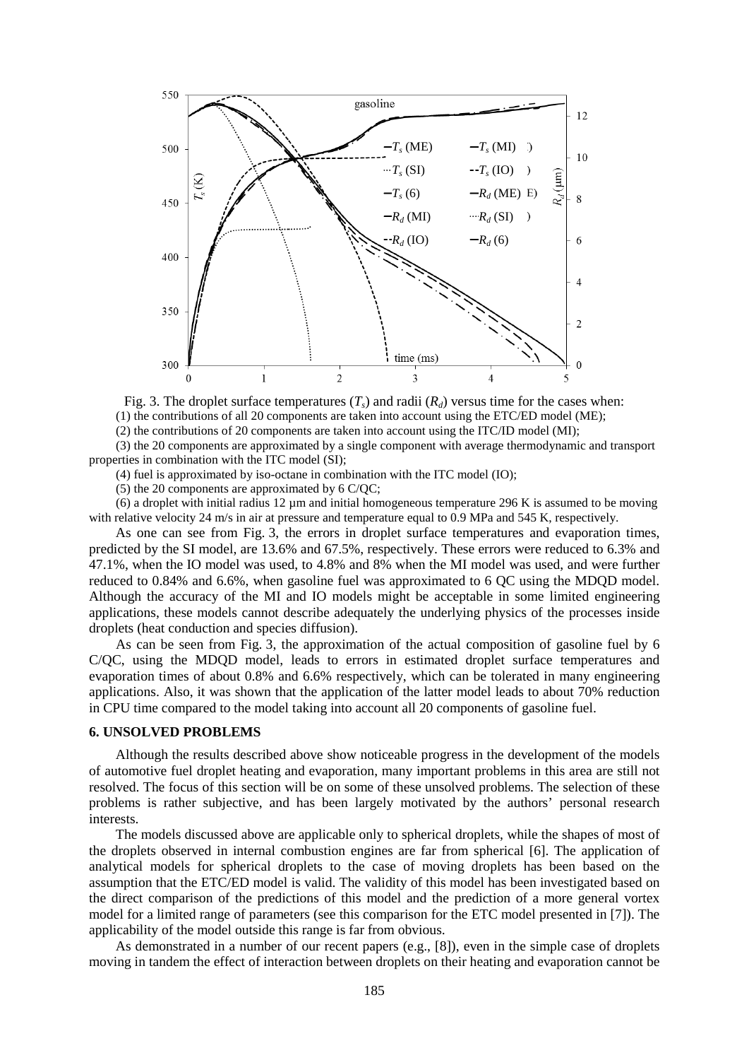Fig. 3. The droplet surface temperatures ($T_s$) and radii ($R_d$) versus time for the cases when:

(1) the contributions of all 20 components are taken into account using the ETC/ED model (ME);

(2) the contributions of 20 components are taken into account using the ITC/ID model (MI);

(3) the 20 components are approximated by a single component with average thermodynamic and transport properties in combination with the ITC model (SI);

(4) fuel is approximated by iso-octane in combination with the ITC model (IO);

(5) the 20 components are approximated by 6 C/QC;

(6) a droplet with initial radius 12 μm and initial homogeneous temperature 296 K is assumed to be moving with relative velocity 24 m/s in air at pressure and temperature equal to 0.9 MPa and 545 K, respectively.

As one can see from Fig. 3, the errors in droplet surface temperatures and evaporation times, predicted by the SI model, are 13.6% and 67.5%, respectively. These errors were reduced to 6.3% and 47.1%, when the IO model was used, to 4.8% and 8% when the MI model was used, and were further reduced to 0.84% and 6.6%, when gasoline fuel was approximated to 6 QC using the MDQD model. Although the accuracy of the MI and IO models might be acceptable in some limited engineering applications, these models cannot describe adequately the underlying physics of the processes inside droplets (heat conduction and species diffusion).

As can be seen from Fig. 3, the approximation of the actual composition of gasoline fuel by 6 C/QC, using the MDQD model, leads to errors in estimated droplet surface temperatures and evaporation times of about 0.8% and 6.6% respectively, which can be tolerated in many engineering applications. Also, it was shown that the application of the latter model leads to about 70% reduction in CPU time compared to the model taking into account all 20 components of gasoline fuel.

## 6. UNSOLVED PROBLEMS

Although the results described above show noticeable progress in the development of the models of automotive fuel droplet heating and evaporation, many important problems in this area are still not resolved. The focus of this section will be on some of these unsolved problems. The selection of these problems is rather subjective, and has been largely motivated by the authors' personal research interests.

The models discussed above are applicable only to spherical droplets, while the shapes of most of the droplets observed in internal combustion engines are far from spherical [6]. The application of analytical models for spherical droplets to the case of moving droplets has been based on the assumption that the ETC/ED model is valid. The validity of this model has been investigated based on the direct comparison of the predictions of this model and the prediction of a more general vortex model for a limited range of parameters (see this comparison for the ETC model presented in [7]). The applicability of the model outside this range is far from obvious.

As demonstrated in a number of our recent papers (e.g., [8]), even in the simple case of droplets moving in tandem the effect of interaction between droplets on their heating and evaporation cannot be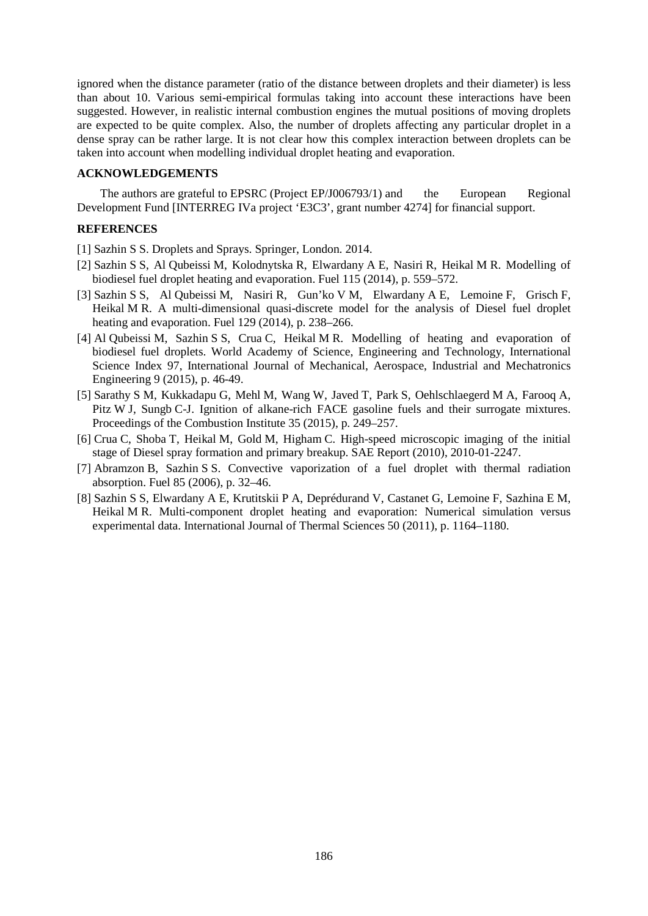ignored when the distance parameter (ratio of the distance between droplets and their diameter) is less than about 10. Various semi-empirical formulas taking into account these interactions have been suggested. However, in realistic internal combustion engines the mutual positions of moving droplets are expected to be quite complex. Also, the number of droplets affecting any particular droplet in a dense spray can be rather large. It is not clear how this complex interaction between droplets can be taken into account when modelling individual droplet heating and evaporation.

## ACKNOWLEDGEMENTS

The authors are grateful to EPSRC (Project EP/J006793/1) and the European Regional Development Fund [INTERREG IVa project 'E3C3', grant number 4274] for financial support.

## REFERENCES

[1] Sazhin S S. Droplets and Sprays. Springer, London. 2014.

[2] Sazhin S S, Al Qubeissi M, Kolodnytska R, Elwardany A E, Nasiri R, Heikal M R. Modelling of biodiesel fuel droplet heating and evaporation. Fuel 115 (2014), p. 559–572.

[3] Sazhin S S, Al Qubeissi M, Nasiri R, Gun'ko V M, Elwardany A E, Lemoine F, Grisch F, Heikal M R. A multi-dimensional quasi-discrete model for the analysis of Diesel fuel droplet heating and evaporation. Fuel 129 (2014), p. 238–266.

[4] Al Qubeissi M, Sazhin S S, Crua C, Heikal M R. Modelling of heating and evaporation of biodiesel fuel droplets. World Academy of Science, Engineering and Technology, International Science Index 97, International Journal of Mechanical, Aerospace, Industrial and Mechatronics Engineering 9 (2015), p. 46-49.

[5] Sarathy S M, Kukkadapu G, Mehl M, Wang W, Javed T, Park S, Oehlschlaegerd M A, Farooq A, Pitz W J, Sungb C-J. Ignition of alkane-rich FACE gasoline fuels and their surrogate mixtures. Proceedings of the Combustion Institute 35 (2015), p. 249–257.

[6] Crua C, Shoba T, Heikal M, Gold M, Higham C. High-speed microscopic imaging of the initial stage of Diesel spray formation and primary breakup. SAE Report (2010), 2010-01-2247.

[7] Abramzon B, Sazhin S S. Convective vaporization of a fuel droplet with thermal radiation absorption. Fuel 85 (2006), p. 32–46.

[8] Sazhin S S, Elwardany A E, Krutitskii P A, Deprédurand V, Castanet G, Lemoine F, Sazhina E M, Heikal M R. Multi-component droplet heating and evaporation: Numerical simulation versus experimental data. International Journal of Thermal Sciences 50 (2011), p. 1164–1180.